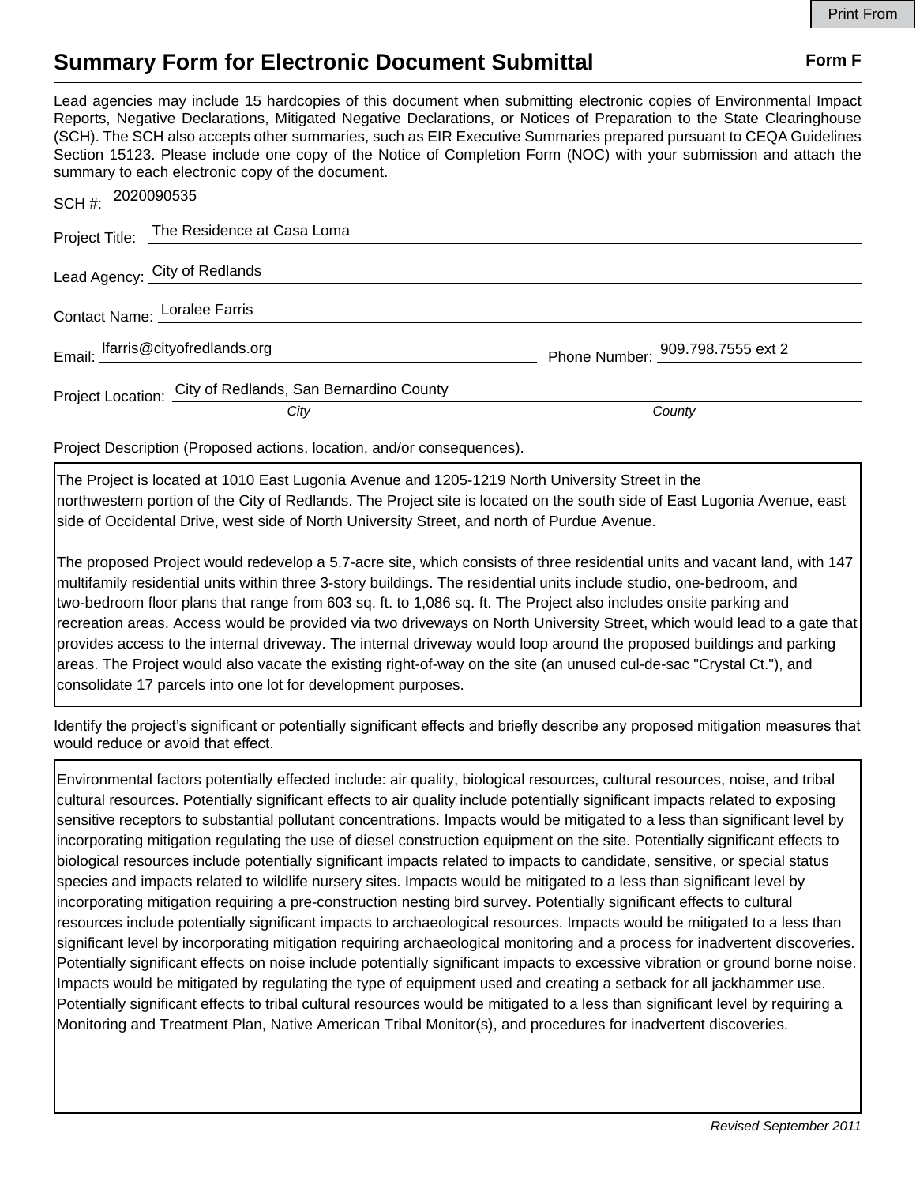# Summary Form for Electronic Document Submittal

**Form F**

Lead agencies may include 15 hardcopies of this document when submitting electronic copies of Environmental Impact Reports, Negative Declarations, Mitigated Negative Declarations, or Notices of Preparation to the State Clearinghouse (SCH). The SCH also accepts other summaries, such as EIR Executive Summaries prepared pursuant to CEQA Guidelines Section 15123. Please include one copy of the Notice of Completion Form (NOC) with your submission and attach the summary to each electronic copy of the document.

SCH #: 2020090535

Project Title: The Residence at Casa Loma

Lead Agency: City of Redlands

Contact Name: Loralee Farris

Email: lfarris@cityofredlands.org Phone Number: 909.798.7555 ext 2

Project Location: City of Redlands, San Bernardino County

*City* *County*

Project Description (Proposed actions, location, and/or consequences).

The Project is located at 1010 East Lugonia Avenue and 1205-1219 North University Street in the northwestern portion of the City of Redlands. The Project site is located on the south side of East Lugonia Avenue, east side of Occidental Drive, west side of North University Street, and north of Purdue Avenue.

The proposed Project would redevelop a 5.7-acre site, which consists of three residential units and vacant land, with 147 multifamily residential units within three 3-story buildings. The residential units include studio, one-bedroom, and two-bedroom floor plans that range from 603 sq. ft. to 1,086 sq. ft. The Project also includes onsite parking and recreation areas. Access would be provided via two driveways on North University Street, which would lead to a gate that provides access to the internal driveway. The internal driveway would loop around the proposed buildings and parking areas. The Project would also vacate the existing right-of-way on the site (an unused cul-de-sac "Crystal Ct."), and consolidate 17 parcels into one lot for development purposes.

Identify the project's significant or potentially significant effects and briefly describe any proposed mitigation measures that would reduce or avoid that effect.

Environmental factors potentially effected include: air quality, biological resources, cultural resources, noise, and tribal cultural resources. Potentially significant effects to air quality include potentially significant impacts related to exposing sensitive receptors to substantial pollutant concentrations. Impacts would be mitigated to a less than significant level by incorporating mitigation regulating the use of diesel construction equipment on the site. Potentially significant effects to biological resources include potentially significant impacts related to impacts to candidate, sensitive, or special status species and impacts related to wildlife nursery sites. Impacts would be mitigated to a less than significant level by incorporating mitigation requiring a pre-construction nesting bird survey. Potentially significant effects to cultural resources include potentially significant impacts to archaeological resources. Impacts would be mitigated to a less than significant level by incorporating mitigation requiring archaeological monitoring and a process for inadvertent discoveries. Potentially significant effects on noise include potentially significant impacts to excessive vibration or ground borne noise. Impacts would be mitigated by regulating the type of equipment used and creating a setback for all jackhammer use. Potentially significant effects to tribal cultural resources would be mitigated to a less than significant level by requiring a Monitoring and Treatment Plan, Native American Tribal Monitor(s), and procedures for inadvertent discoveries.

*Revised September 2011*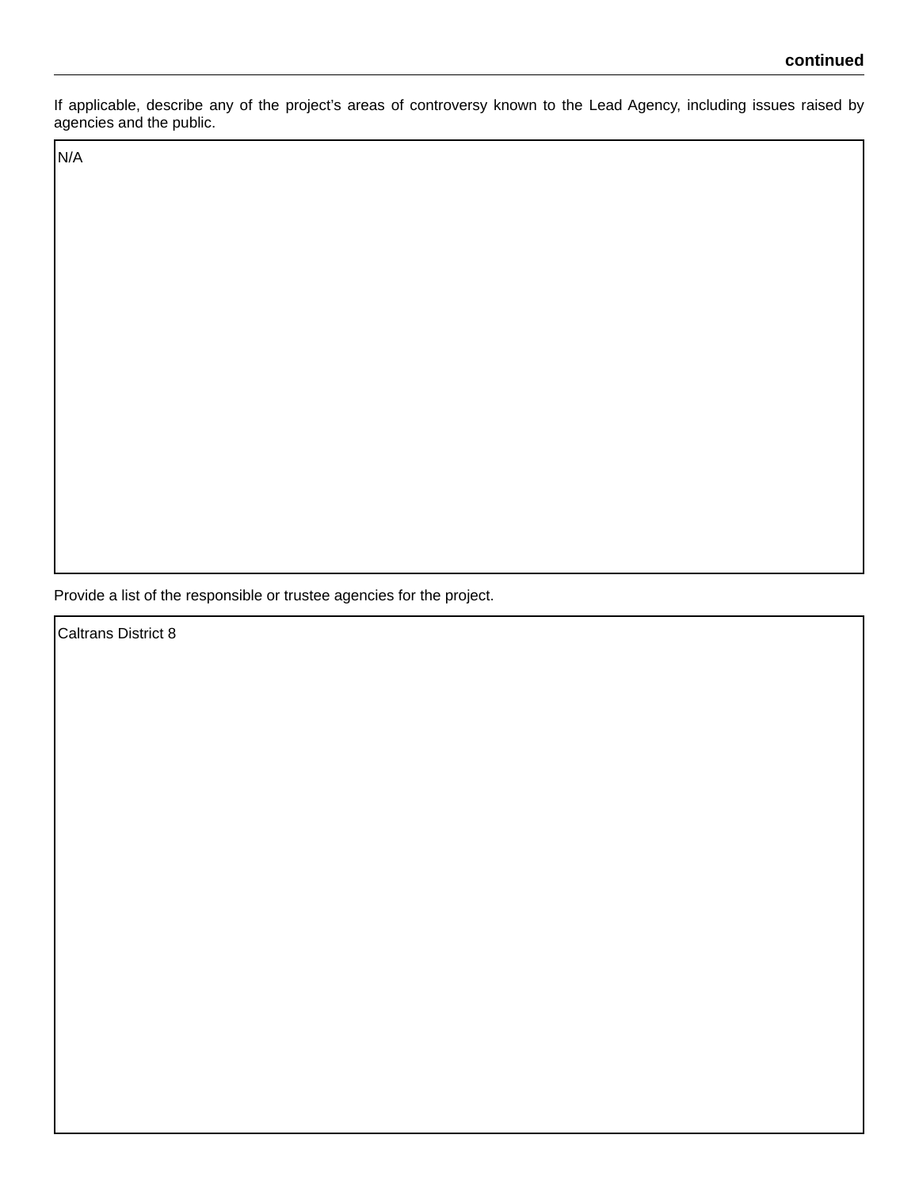**continued**

If applicable, describe any of the project's areas of controversy known to the Lead Agency, including issues raised by agencies and the public.

N/A

Provide a list of the responsible or trustee agencies for the project.

Caltrans District 8